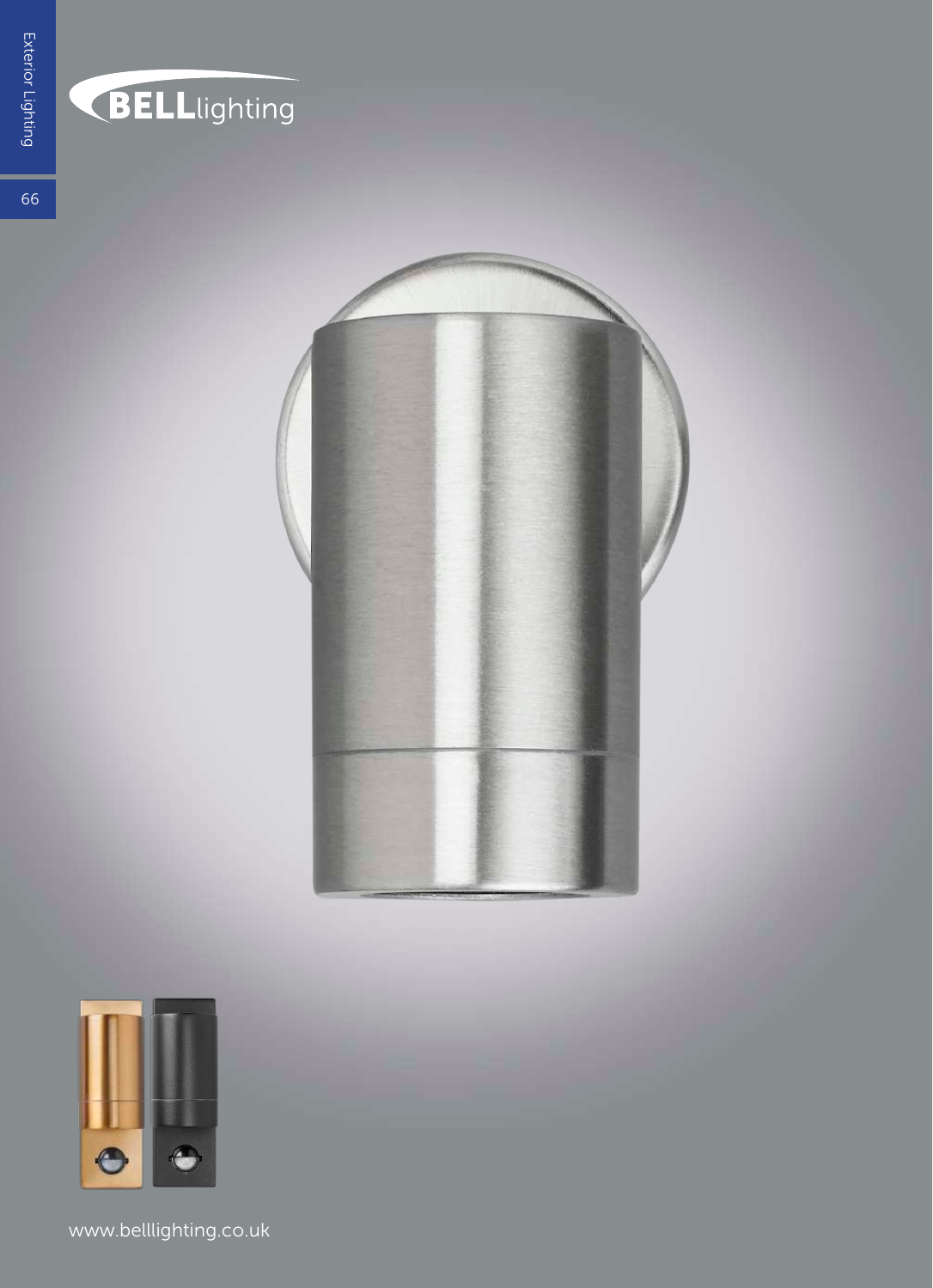BELLlighting

www.belllighting.co.uk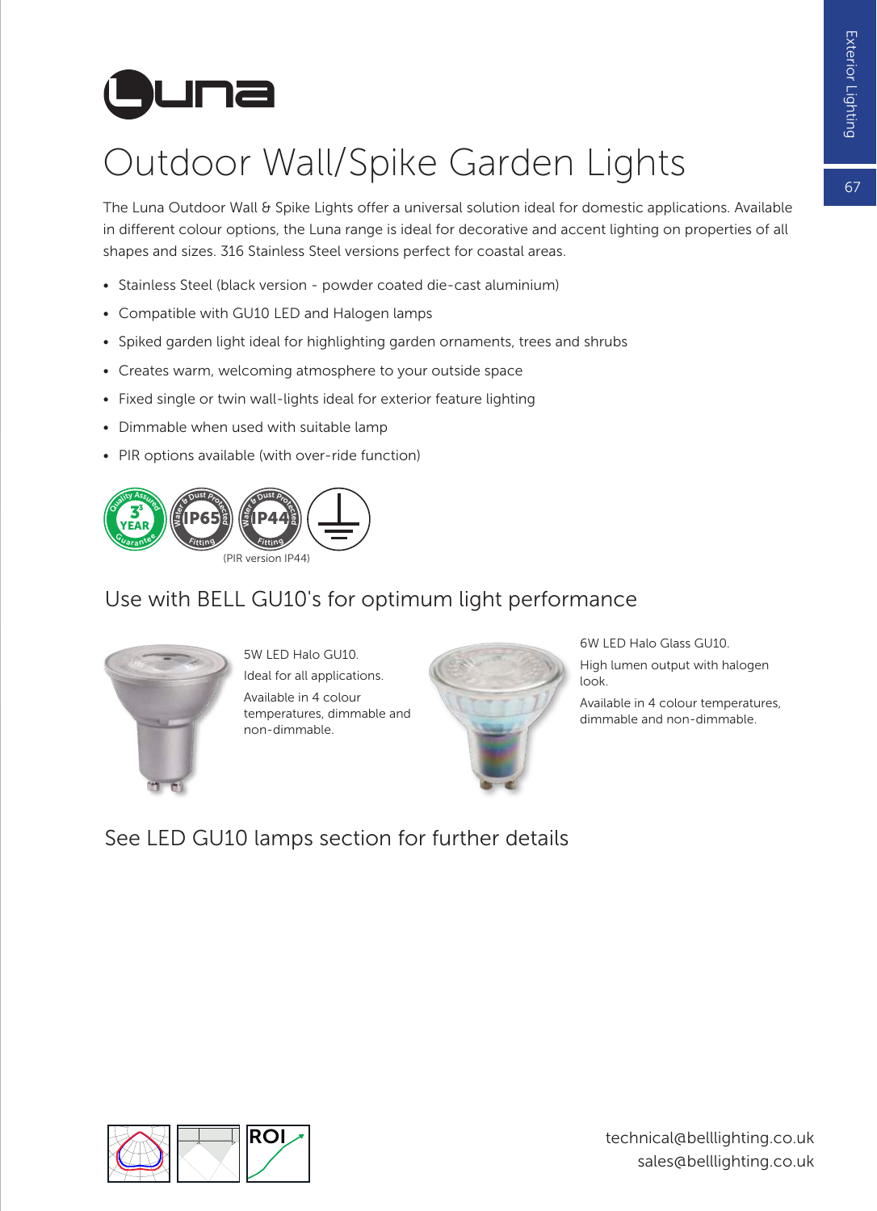# Luna

## Outdoor Wall/Spike Garden Lights

The Luna Outdoor Wall & Spike Lights offer a universal solution ideal for domestic applications. Available in different colour options, the Luna range is ideal for decorative and accent lighting on properties of all shapes and sizes. 316 Stainless Steel versions perfect for coastal areas.

- Stainless Steel (black version - powder coated die-cast aluminium)
- Compatible with GU10 LED and Halogen lamps
- Spiked garden light ideal for highlighting garden ornaments, trees and shrubs
- Creates warm, welcoming atmosphere to your outside space
- Fixed single or twin wall-lights ideal for exterior feature lighting
- Dimmable when used with suitable lamp
- PIR options available (with over-ride function)

Quality Assured 3 YEAR Guarantee | Water & Dust Protected IP65 Fitting | Water & Dust Protected IP44 Fitting

(PIR version IP44)

## Use with BELL GU10's for optimum light performance

5W LED Halo GU10.

Ideal for all applications.

Available in 4 colour temperatures, dimmable and non-dimmable.

6W LED Halo Glass GU10.

High lumen output with halogen look.

Available in 4 colour temperatures, dimmable and non-dimmable.

## See LED GU10 lamps section for further details

ROI

technical@belllighting.co.uk
sales@belllighting.co.uk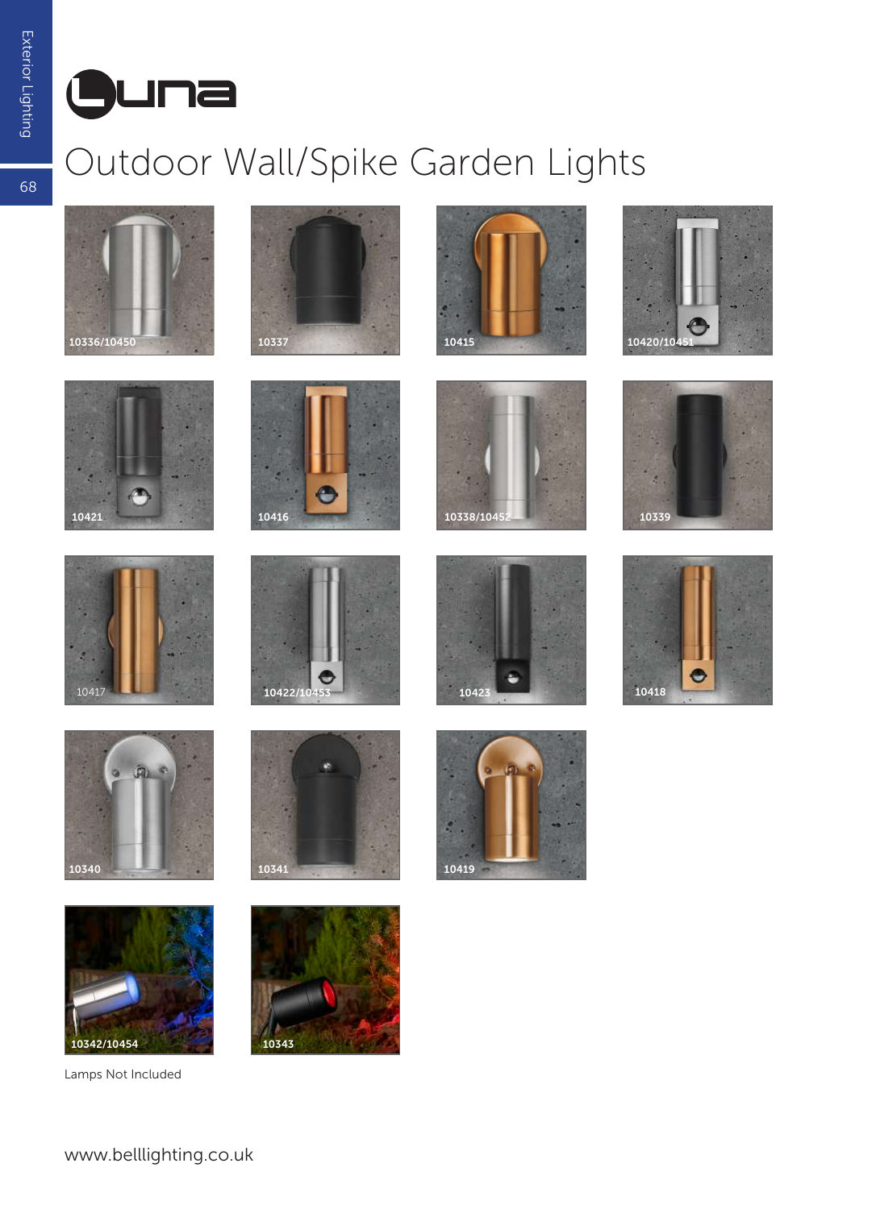# Luna

## Outdoor Wall/Spike Garden Lights

10336/10450

10337

10415

10420/10451

10421

10416

10338/10452

10339

10417

10422/10453

10423

10418

10340

10341

10419

10342/10454

10343

Lamps Not Included

www.belllighting.co.uk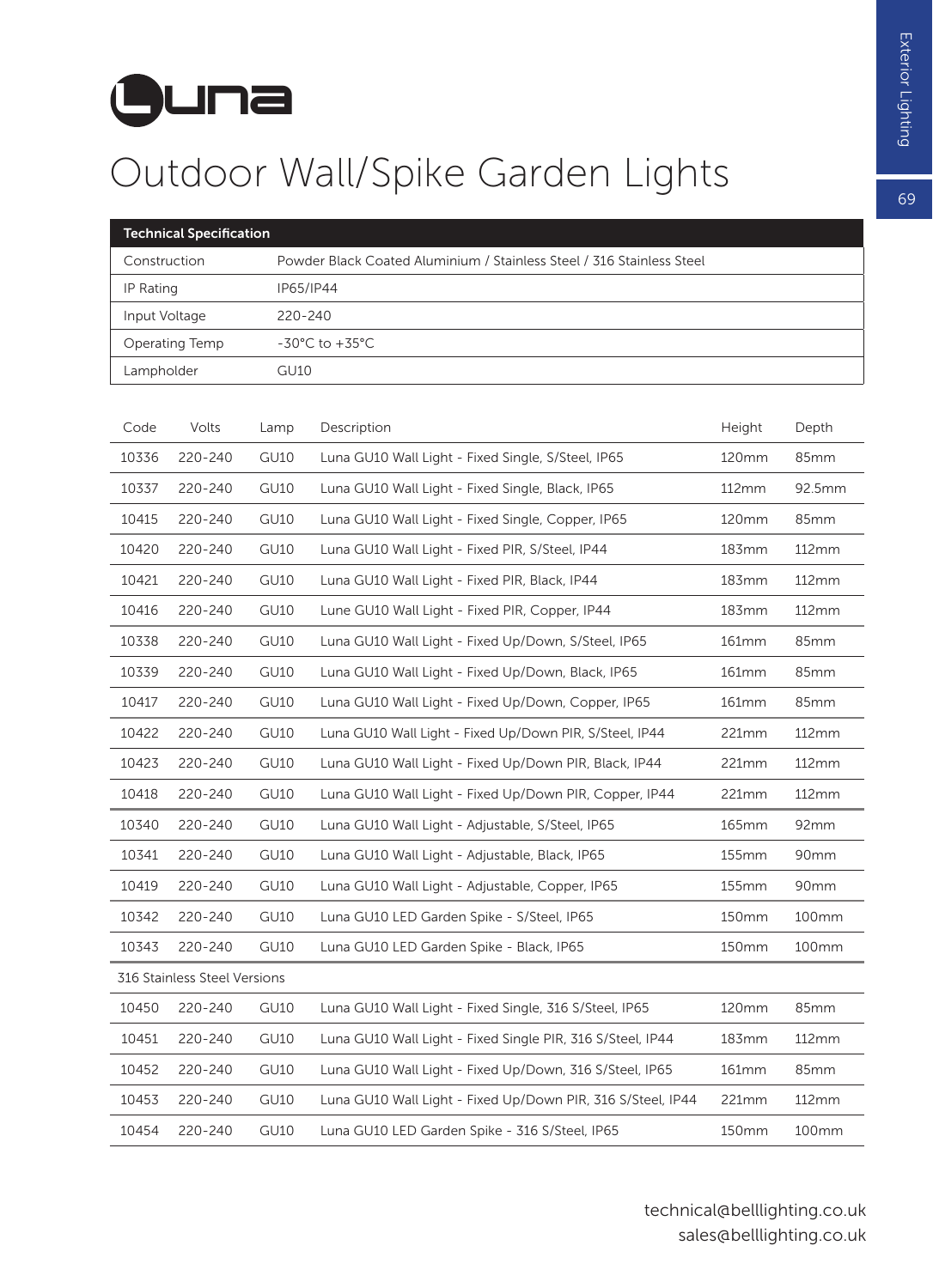# Luna

# Outdoor Wall/Spike Garden Lights

| Technical Specification | |
|---|---|
| Construction | Powder Black Coated Aluminium / Stainless Steel / 316 Stainless Steel |
| IP Rating | IP65/IP44 |
| Input Voltage | 220-240 |
| Operating Temp | -30°C to +35°C |
| Lampholder | GU10 |

| Code | Volts | Lamp | Description | Height | Depth |
|---|---|---|---|---|---|
| 10336 | 220-240 | GU10 | Luna GU10 Wall Light - Fixed Single, S/Steel, IP65 | 120mm | 85mm |
| 10337 | 220-240 | GU10 | Luna GU10 Wall Light - Fixed Single, Black, IP65 | 112mm | 92.5mm |
| 10415 | 220-240 | GU10 | Luna GU10 Wall Light - Fixed Single, Copper, IP65 | 120mm | 85mm |
| 10420 | 220-240 | GU10 | Luna GU10 Wall Light - Fixed PIR, S/Steel, IP44 | 183mm | 112mm |
| 10421 | 220-240 | GU10 | Luna GU10 Wall Light - Fixed PIR, Black, IP44 | 183mm | 112mm |
| 10416 | 220-240 | GU10 | Lune GU10 Wall Light - Fixed PIR, Copper, IP44 | 183mm | 112mm |
| 10338 | 220-240 | GU10 | Luna GU10 Wall Light - Fixed Up/Down, S/Steel, IP65 | 161mm | 85mm |
| 10339 | 220-240 | GU10 | Luna GU10 Wall Light - Fixed Up/Down, Black, IP65 | 161mm | 85mm |
| 10417 | 220-240 | GU10 | Luna GU10 Wall Light - Fixed Up/Down, Copper, IP65 | 161mm | 85mm |
| 10422 | 220-240 | GU10 | Luna GU10 Wall Light - Fixed Up/Down PIR, S/Steel, IP44 | 221mm | 112mm |
| 10423 | 220-240 | GU10 | Luna GU10 Wall Light - Fixed Up/Down PIR, Black, IP44 | 221mm | 112mm |
| 10418 | 220-240 | GU10 | Luna GU10 Wall Light - Fixed Up/Down PIR, Copper, IP44 | 221mm | 112mm |
| 10340 | 220-240 | GU10 | Luna GU10 Wall Light - Adjustable, S/Steel, IP65 | 165mm | 92mm |
| 10341 | 220-240 | GU10 | Luna GU10 Wall Light - Adjustable, Black, IP65 | 155mm | 90mm |
| 10419 | 220-240 | GU10 | Luna GU10 Wall Light - Adjustable, Copper, IP65 | 155mm | 90mm |
| 10342 | 220-240 | GU10 | Luna GU10 LED Garden Spike - S/Steel, IP65 | 150mm | 100mm |
| 10343 | 220-240 | GU10 | Luna GU10 LED Garden Spike - Black, IP65 | 150mm | 100mm |
| 316 Stainless Steel Versions | | | | | |
| 10450 | 220-240 | GU10 | Luna GU10 Wall Light - Fixed Single, 316 S/Steel, IP65 | 120mm | 85mm |
| 10451 | 220-240 | GU10 | Luna GU10 Wall Light - Fixed Single PIR, 316 S/Steel, IP44 | 183mm | 112mm |
| 10452 | 220-240 | GU10 | Luna GU10 Wall Light - Fixed Up/Down, 316 S/Steel, IP65 | 161mm | 85mm |
| 10453 | 220-240 | GU10 | Luna GU10 Wall Light - Fixed Up/Down PIR, 316 S/Steel, IP44 | 221mm | 112mm |
| 10454 | 220-240 | GU10 | Luna GU10 LED Garden Spike - 316 S/Steel, IP65 | 150mm | 100mm |

technical@belllighting.co.uk
sales@belllighting.co.uk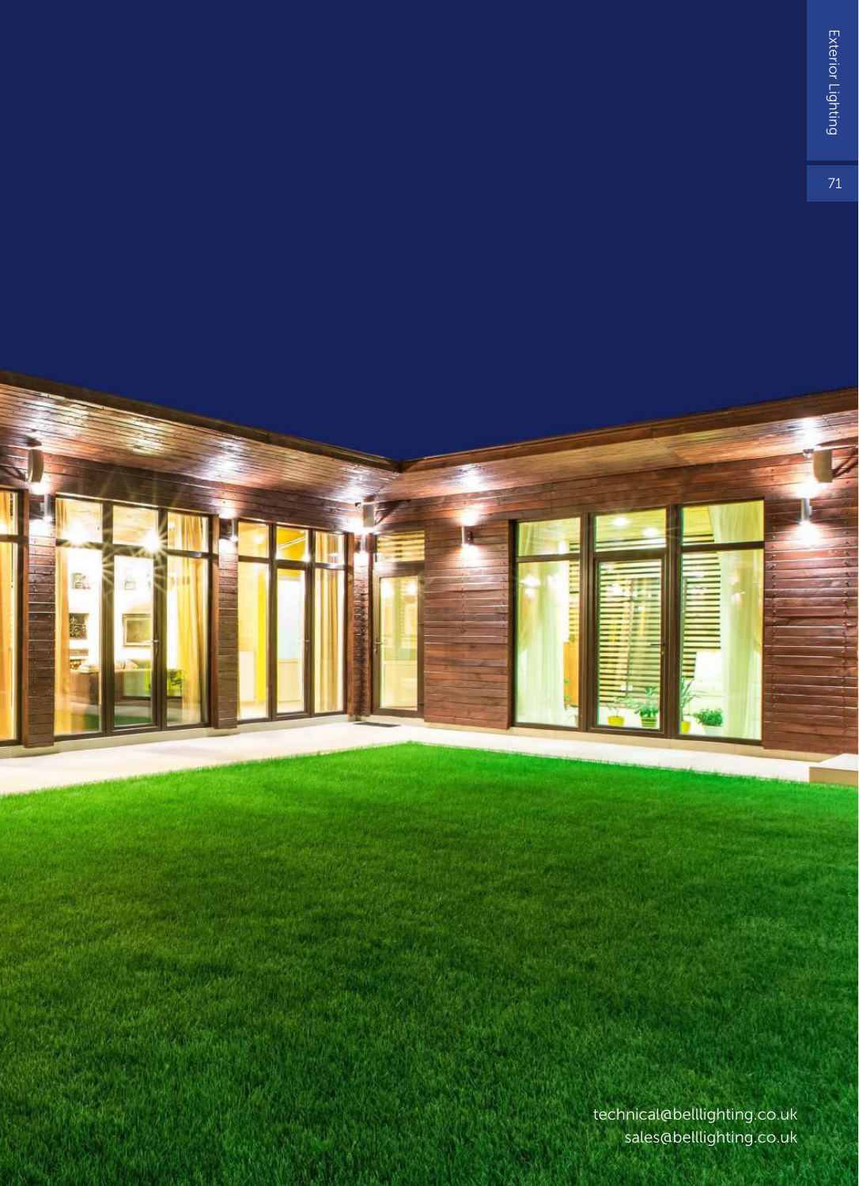technical@belllighting.co.uk
sales@belllighting.co.uk